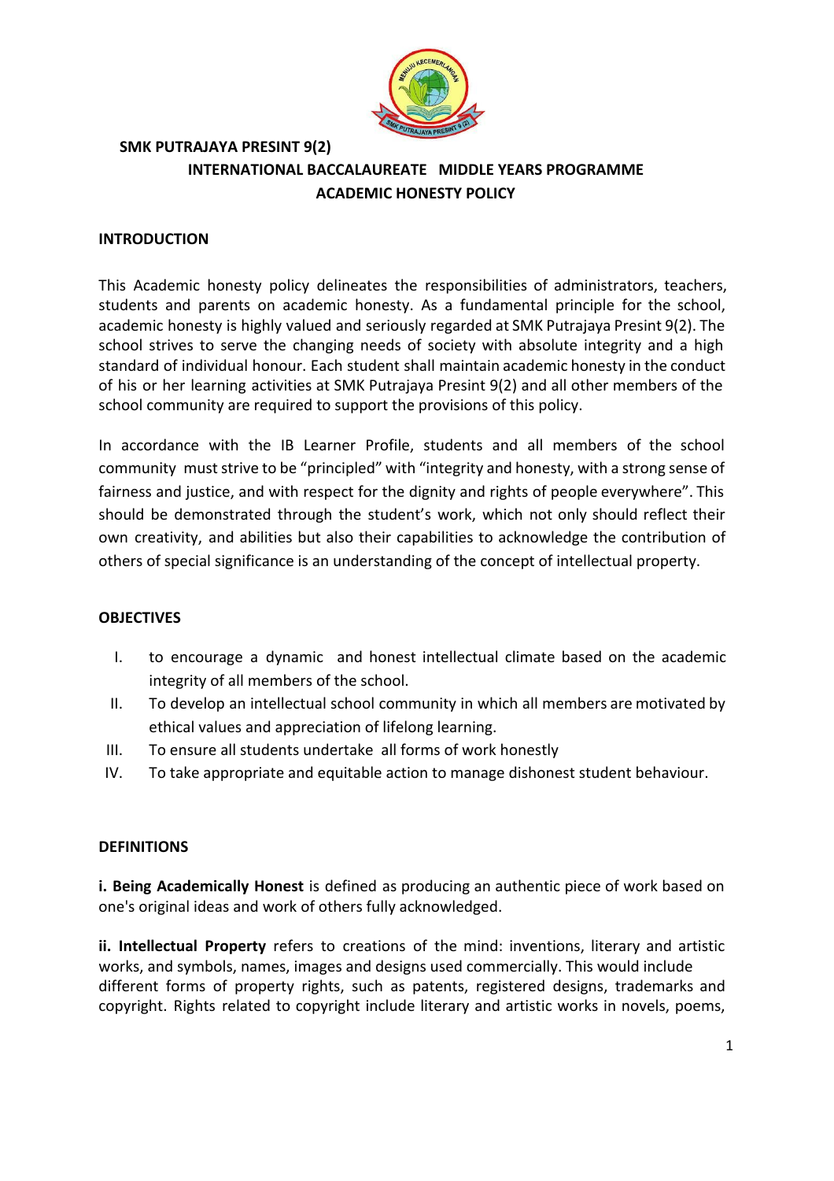**SMK PUTRAJAYA PRESINT 9(2)**

# INTERNATIONAL BACCALAUREATE MIDDLE YEARS PROGRAMME

# ACADEMIC HONESTY POLICY

## INTRODUCTION

This Academic honesty policy delineates the responsibilities of administrators, teachers, students and parents on academic honesty. As a fundamental principle for the school, academic honesty is highly valued and seriously regarded at SMK Putrajaya Presint 9(2). The school strives to serve the changing needs of society with absolute integrity and a high standard of individual honour. Each student shall maintain academic honesty in the conduct of his or her learning activities at SMK Putrajaya Presint 9(2) and all other members of the school community are required to support the provisions of this policy.

In accordance with the IB Learner Profile, students and all members of the school community must strive to be "principled" with "integrity and honesty, with a strong sense of fairness and justice, and with respect for the dignity and rights of people everywhere". This should be demonstrated through the student's work, which not only should reflect their own creativity, and abilities but also their capabilities to acknowledge the contribution of others of special significance is an understanding of the concept of intellectual property.

## OBJECTIVES

I. to encourage a dynamic and honest intellectual climate based on the academic integrity of all members of the school.
II. To develop an intellectual school community in which all members are motivated by ethical values and appreciation of lifelong learning.
III. To ensure all students undertake all forms of work honestly
IV. To take appropriate and equitable action to manage dishonest student behaviour.

## DEFINITIONS

**i. Being Academically Honest** is defined as producing an authentic piece of work based on one's original ideas and work of others fully acknowledged.

**ii. Intellectual Property** refers to creations of the mind: inventions, literary and artistic works, and symbols, names, images and designs used commercially. This would include different forms of property rights, such as patents, registered designs, trademarks and copyright. Rights related to copyright include literary and artistic works in novels, poems,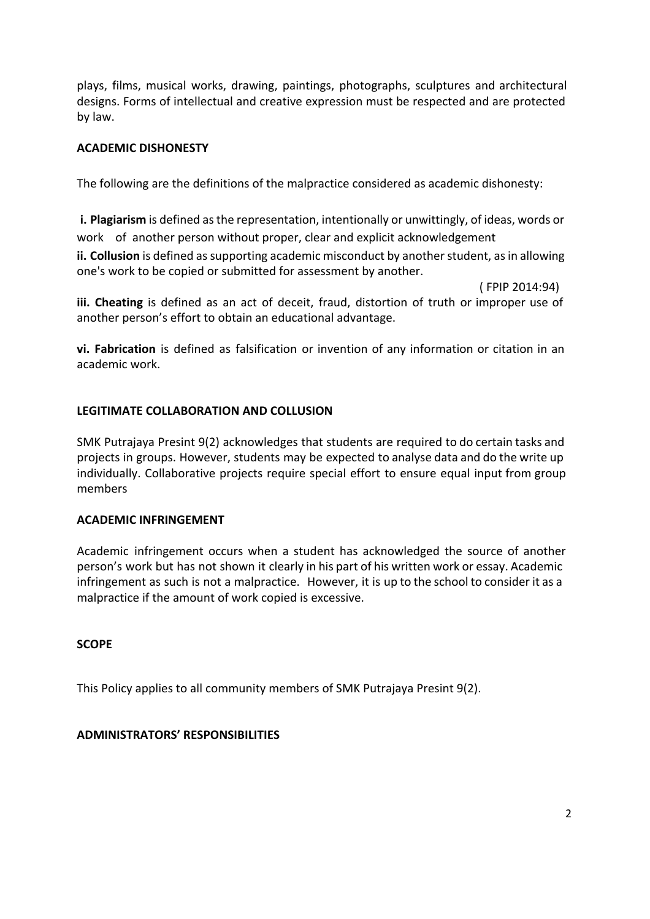plays, films, musical works, drawing, paintings, photographs, sculptures and architectural designs. Forms of intellectual and creative expression must be respected and are protected by law.

## ACADEMIC DISHONESTY

The following are the definitions of the malpractice considered as academic dishonesty:

**i. Plagiarism** is defined as the representation, intentionally or unwittingly, of ideas, words or work of another person without proper, clear and explicit acknowledgement

**ii. Collusion** is defined as supporting academic misconduct by another student, as in allowing one's work to be copied or submitted for assessment by another.

( FPIP 2014:94)

**iii. Cheating** is defined as an act of deceit, fraud, distortion of truth or improper use of another person's effort to obtain an educational advantage.

**vi. Fabrication** is defined as falsification or invention of any information or citation in an academic work.

## LEGITIMATE COLLABORATION AND COLLUSION

SMK Putrajaya Presint 9(2) acknowledges that students are required to do certain tasks and projects in groups. However, students may be expected to analyse data and do the write up individually. Collaborative projects require special effort to ensure equal input from group members

## ACADEMIC INFRINGEMENT

Academic infringement occurs when a student has acknowledged the source of another person's work but has not shown it clearly in his part of his written work or essay. Academic infringement as such is not a malpractice. However, it is up to the school to consider it as a malpractice if the amount of work copied is excessive.

## SCOPE

This Policy applies to all community members of SMK Putrajaya Presint 9(2).

## ADMINISTRATORS' RESPONSIBILITIES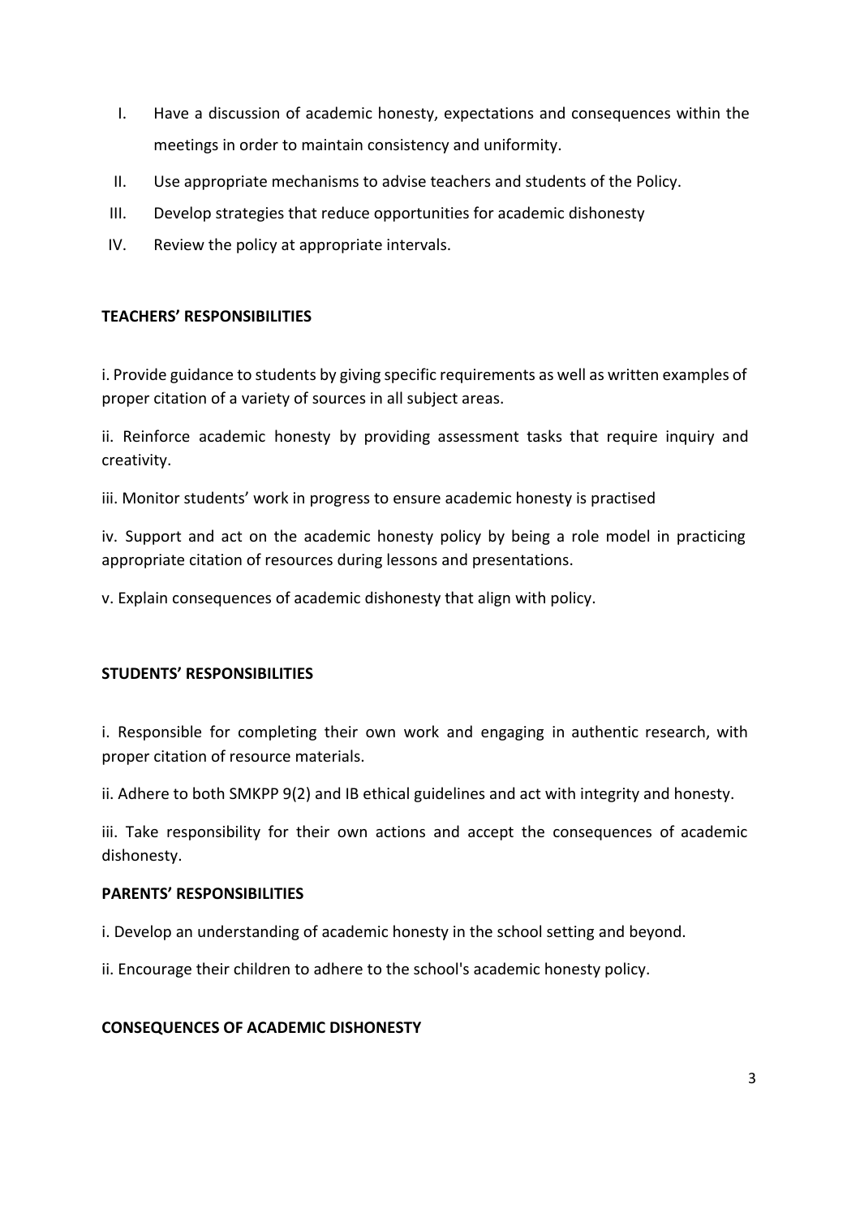I. Have a discussion of academic honesty, expectations and consequences within the meetings in order to maintain consistency and uniformity.

II. Use appropriate mechanisms to advise teachers and students of the Policy.

III. Develop strategies that reduce opportunities for academic dishonesty

IV. Review the policy at appropriate intervals.

**TEACHERS' RESPONSIBILITIES**

i. Provide guidance to students by giving specific requirements as well as written examples of proper citation of a variety of sources in all subject areas.

ii. Reinforce academic honesty by providing assessment tasks that require inquiry and creativity.

iii. Monitor students' work in progress to ensure academic honesty is practised

iv. Support and act on the academic honesty policy by being a role model in practicing appropriate citation of resources during lessons and presentations.

v. Explain consequences of academic dishonesty that align with policy.

**STUDENTS' RESPONSIBILITIES**

i. Responsible for completing their own work and engaging in authentic research, with proper citation of resource materials.

ii. Adhere to both SMKPP 9(2) and IB ethical guidelines and act with integrity and honesty.

iii. Take responsibility for their own actions and accept the consequences of academic dishonesty.

**PARENTS' RESPONSIBILITIES**

i. Develop an understanding of academic honesty in the school setting and beyond.

ii. Encourage their children to adhere to the school's academic honesty policy.

**CONSEQUENCES OF ACADEMIC DISHONESTY**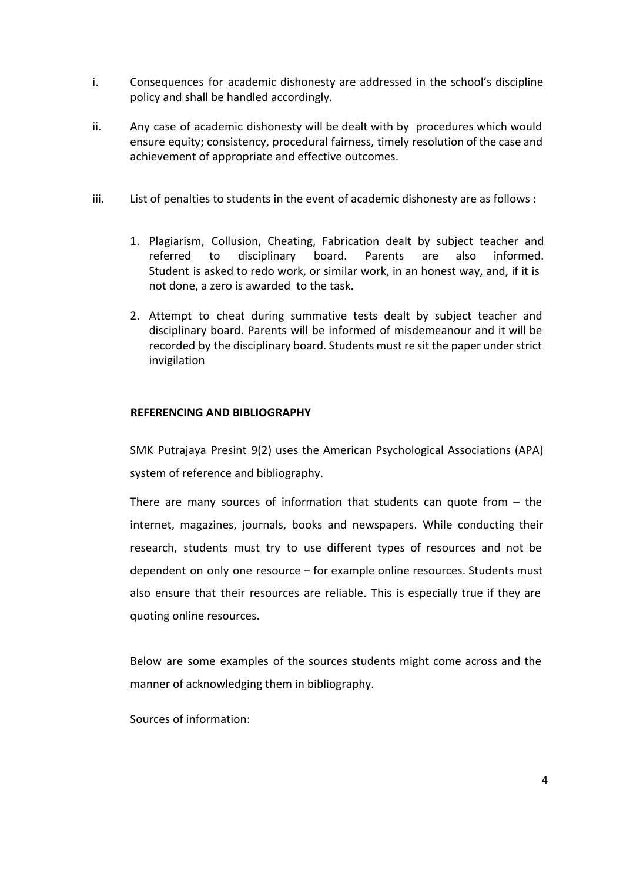i. Consequences for academic dishonesty are addressed in the school's discipline policy and shall be handled accordingly.

ii. Any case of academic dishonesty will be dealt with by procedures which would ensure equity; consistency, procedural fairness, timely resolution of the case and achievement of appropriate and effective outcomes.

iii. List of penalties to students in the event of academic dishonesty are as follows :

1. Plagiarism, Collusion, Cheating, Fabrication dealt by subject teacher and referred to disciplinary board. Parents are also informed. Student is asked to redo work, or similar work, in an honest way, and, if it is not done, a zero is awarded to the task.

2. Attempt to cheat during summative tests dealt by subject teacher and disciplinary board. Parents will be informed of misdemeanour and it will be recorded by the disciplinary board. Students must re sit the paper under strict invigilation

**REFERENCING AND BIBLIOGRAPHY**

SMK Putrajaya Presint 9(2) uses the American Psychological Associations (APA) system of reference and bibliography.

There are many sources of information that students can quote from – the internet, magazines, journals, books and newspapers. While conducting their research, students must try to use different types of resources and not be dependent on only one resource – for example online resources. Students must also ensure that their resources are reliable. This is especially true if they are quoting online resources.

Below are some examples of the sources students might come across and the manner of acknowledging them in bibliography.

Sources of information: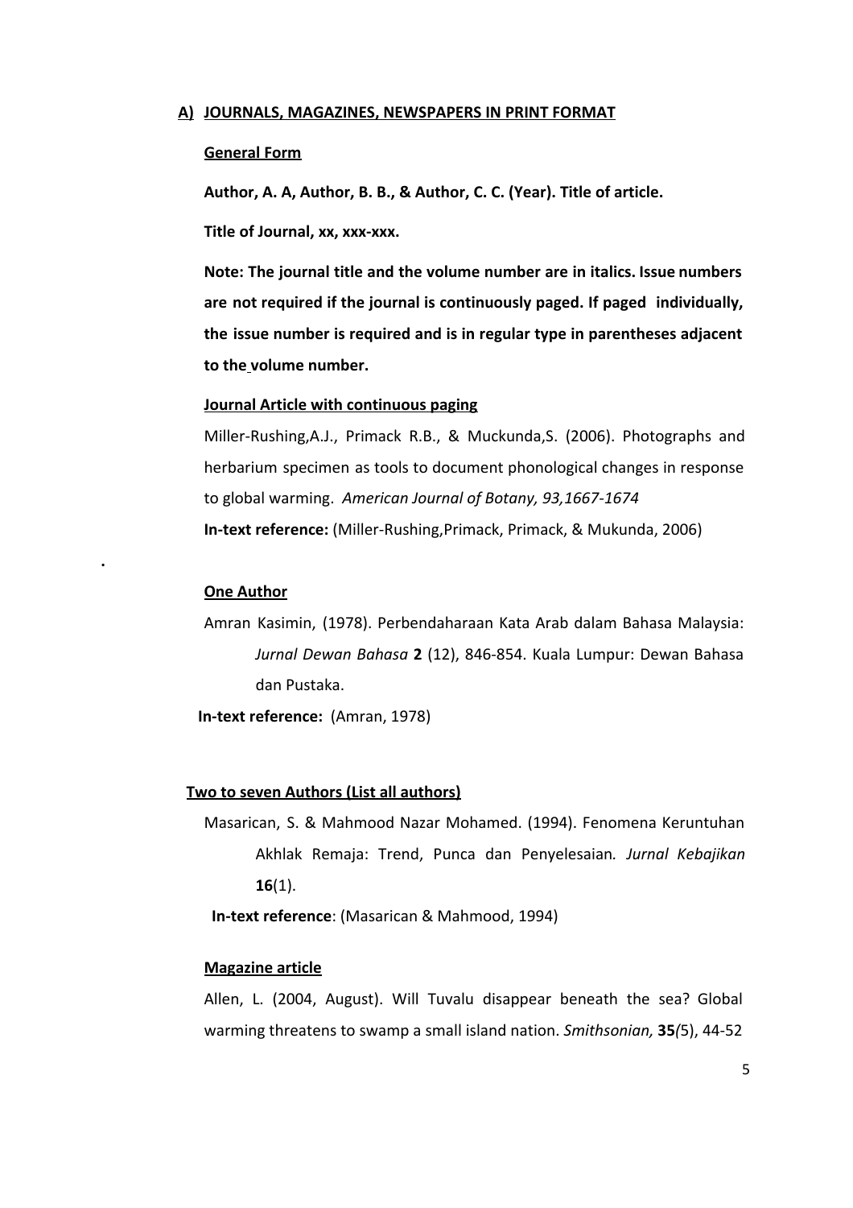## A) <u>JOURNALS, MAGAZINES, NEWSPAPERS IN PRINT FORMAT</u>

### <u>General Form</u>

**Author, A. A, Author, B. B., & Author, C. C. (Year). Title of article.**

**Title of Journal, xx, xxx-xxx.**

**Note: The journal title and the volume number are in italics. Issue numbers are not required if the journal is continuously paged. If paged individually, the issue number is required and is in regular type in parentheses adjacent to the volume number.**

### <u>Journal Article with continuous paging</u>

Miller-Rushing,A.J., Primack R.B., & Muckunda,S. (2006). Photographs and herbarium specimen as tools to document phonological changes in response to global warming. *American Journal of Botany, 93,1667-1674*

**In-text reference:** (Miller-Rushing,Primack, Primack, & Mukunda, 2006)

.

### <u>One Author</u>

Amran Kasimin, (1978). Perbendaharaan Kata Arab dalam Bahasa Malaysia: *Jurnal Dewan Bahasa* **2** (12), 846-854. Kuala Lumpur: Dewan Bahasa dan Pustaka.

**In-text reference:** (Amran, 1978)

### <u>Two to seven Authors (List all authors)</u>

Masarican, S. & Mahmood Nazar Mohamed. (1994). Fenomena Keruntuhan Akhlak Remaja: Trend, Punca dan Penyelesaian*. Jurnal Kebajikan* **16**(1).

**In-text reference**: (Masarican & Mahmood, 1994)

### <u>Magazine article</u>

Allen, L. (2004, August). Will Tuvalu disappear beneath the sea? Global warming threatens to swamp a small island nation. *Smithsonian,* **35***(*5), 44-52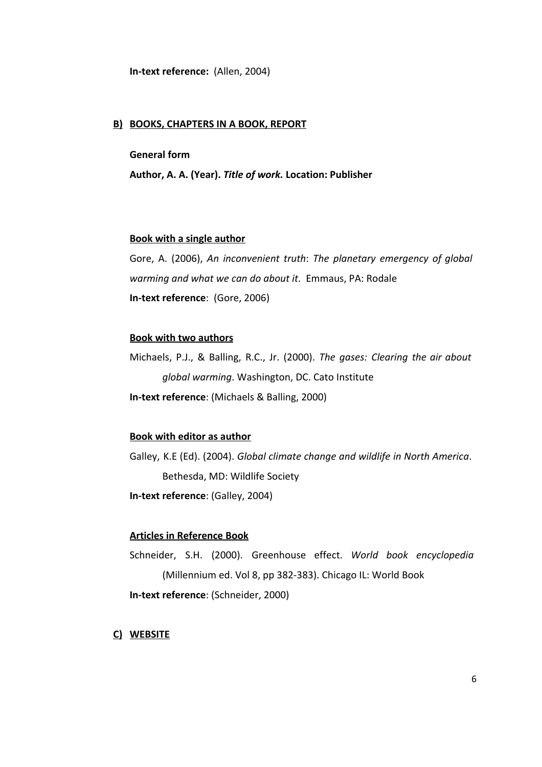**In-text reference:** (Allen, 2004)

## B) BOOKS, CHAPTERS IN A BOOK, REPORT

**General form**

**Author, A. A. (Year).** ***Title of work.*** **Location: Publisher**

### Book with a single author

Gore, A. (2006), *An inconvenient truth*: *The planetary emergency of global warming and what we can do about it*. Emmaus, PA: Rodale

**In-text reference**: (Gore, 2006)

### Book with two authors

Michaels, P.J., & Balling, R.C., Jr. (2000). *The gases: Clearing the air about global warming*. Washington, DC. Cato Institute

**In-text reference**: (Michaels & Balling, 2000)

### Book with editor as author

Galley, K.E (Ed). (2004). *Global climate change and wildlife in North America*. Bethesda, MD: Wildlife Society

**In-text reference**: (Galley, 2004)

### Articles in Reference Book

Schneider, S.H. (2000). Greenhouse effect. *World book encyclopedia* (Millennium ed. Vol 8, pp 382-383). Chicago IL: World Book

**In-text reference**: (Schneider, 2000)

## C) WEBSITE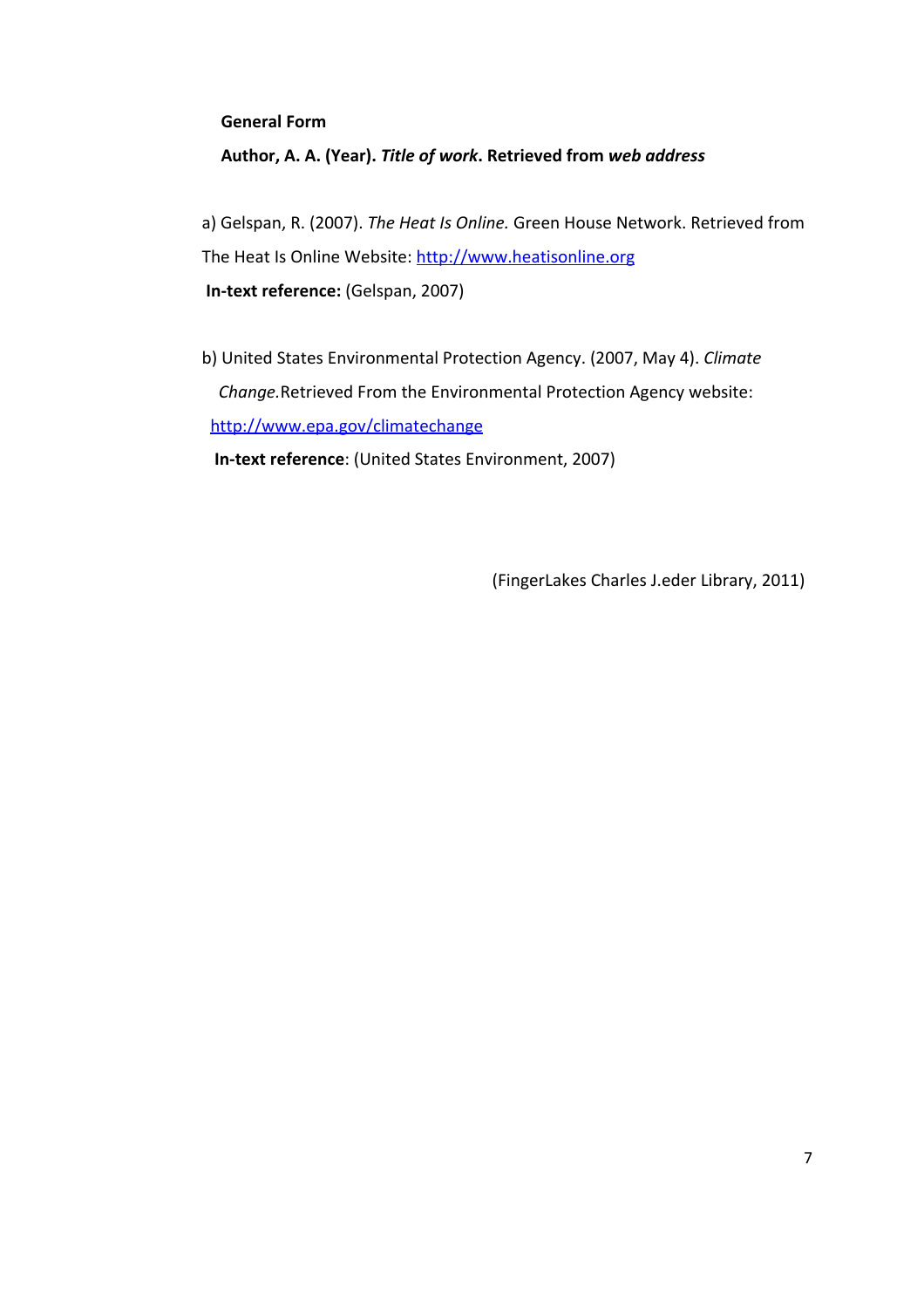**General Form**

**Author, A. A. (Year).** ***Title of work*****. Retrieved from** ***web address***

a) Gelspan, R. (2007). *The Heat Is Online.* Green House Network. Retrieved from The Heat Is Online Website: http://www.heatisonline.org

**In-text reference:** (Gelspan, 2007)

b) United States Environmental Protection Agency. (2007, May 4). *Climate Change.*Retrieved From the Environmental Protection Agency website: http://www.epa.gov/climatechange

**In-text reference**: (United States Environment, 2007)

(FingerLakes Charles J.eder Library, 2011)